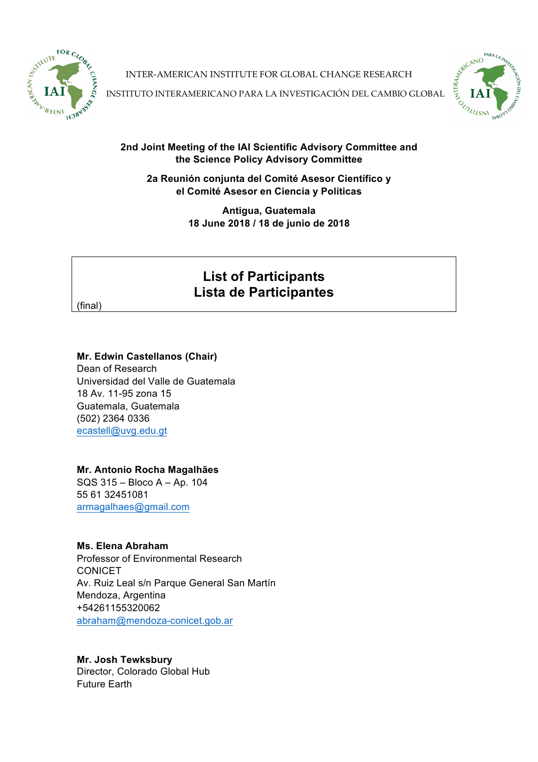INTER-AMERICAN INSTITUTE FOR GLOBAL CHANGE RESEARCH

INSTITUTO INTERAMERICANO PARA LA INVESTIGACIÓN DEL CAMBIO GLOBAL

**2nd Joint Meeting of the IAI Scientific Advisory Committee and the Science Policy Advisory Committee**

**2a Reunión conjunta del Comité Asesor Científico y el Comité Asesor en Ciencia y Políticas**

**Antigua, Guatemala**
**18 June 2018 / 18 de junio de 2018**

# List of Participants
# Lista de Participantes

(final)

**Mr. Edwin Castellanos (Chair)**
Dean of Research
Universidad del Valle de Guatemala
18 Av. 11-95 zona 15
Guatemala, Guatemala
(502) 2364 0336
ecastell@uvg.edu.gt

**Mr. Antonio Rocha Magalhães**
SQS 315 – Bloco A – Ap. 104
55 61 32451081
armagalhaes@gmail.com

**Ms. Elena Abraham**
Professor of Environmental Research
CONICET
Av. Ruiz Leal s/n Parque General San Martín
Mendoza, Argentina
+54261155320062
abraham@mendoza-conicet.gob.ar

**Mr. Josh Tewksbury**
Director, Colorado Global Hub
Future Earth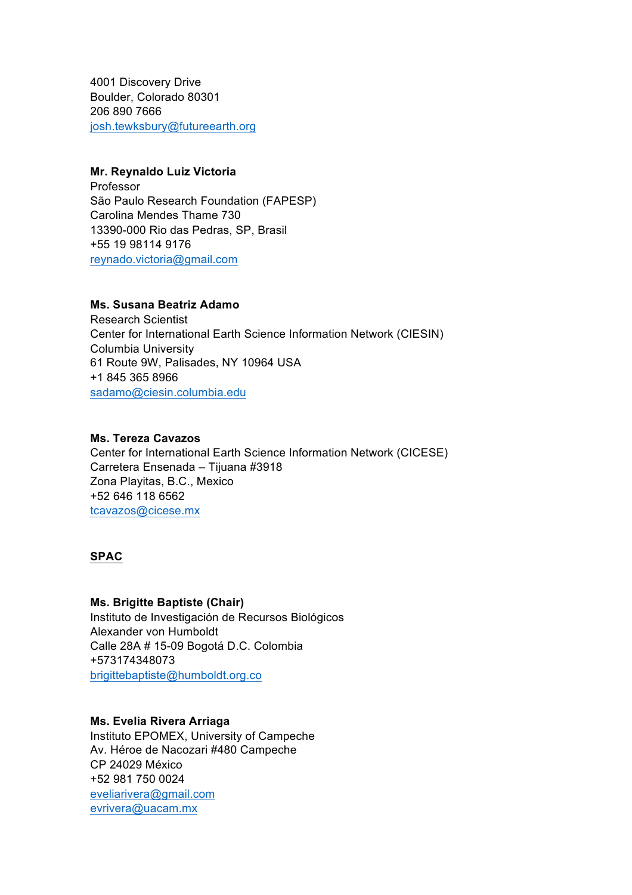4001 Discovery Drive
Boulder, Colorado 80301
206 890 7666
josh.tewksbury@futureearth.org

**Mr. Reynaldo Luiz Victoria**
Professor
São Paulo Research Foundation (FAPESP)
Carolina Mendes Thame 730
13390-000 Rio das Pedras, SP, Brasil
+55 19 98114 9176
reynado.victoria@gmail.com

**Ms. Susana Beatriz Adamo**
Research Scientist
Center for International Earth Science Information Network (CIESIN)
Columbia University
61 Route 9W, Palisades, NY 10964 USA
+1 845 365 8966
sadamo@ciesin.columbia.edu

**Ms. Tereza Cavazos**
Center for International Earth Science Information Network (CICESE)
Carretera Ensenada – Tijuana #3918
Zona Playitas, B.C., Mexico
+52 646 118 6562
tcavazos@cicese.mx

**SPAC**

**Ms. Brigitte Baptiste (Chair)**
Instituto de Investigación de Recursos Biológicos
Alexander von Humboldt
Calle 28A # 15-09 Bogotá D.C. Colombia
+573174348073
brigittebaptiste@humboldt.org.co

**Ms. Evelia Rivera Arriaga**
Instituto EPOMEX, University of Campeche
Av. Héroe de Nacozari #480 Campeche
CP 24029 México
+52 981 750 0024
eveliarivera@gmail.com
evrivera@uacam.mx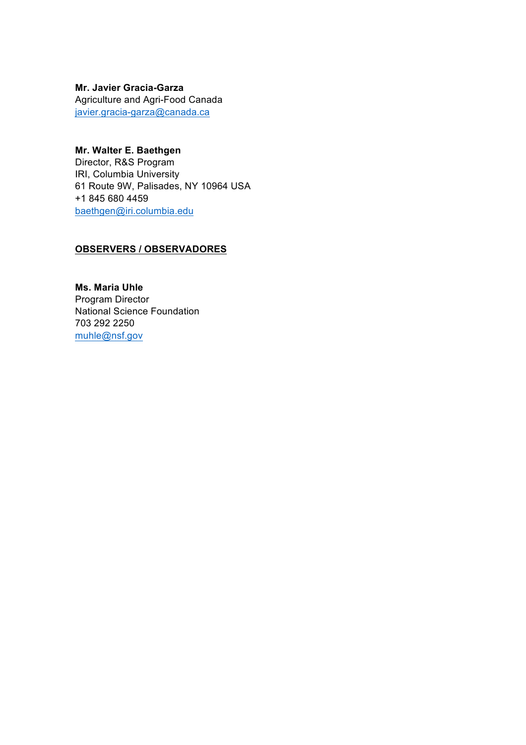**Mr. Javier Gracia-Garza**
Agriculture and Agri-Food Canada
javier.gracia-garza@canada.ca

**Mr. Walter E. Baethgen**
Director, R&S Program
IRI, Columbia University
61 Route 9W, Palisades, NY 10964 USA
+1 845 680 4459
baethgen@iri.columbia.edu

**OBSERVERS / OBSERVADORES**

**Ms. Maria Uhle**
Program Director
National Science Foundation
703 292 2250
muhle@nsf.gov